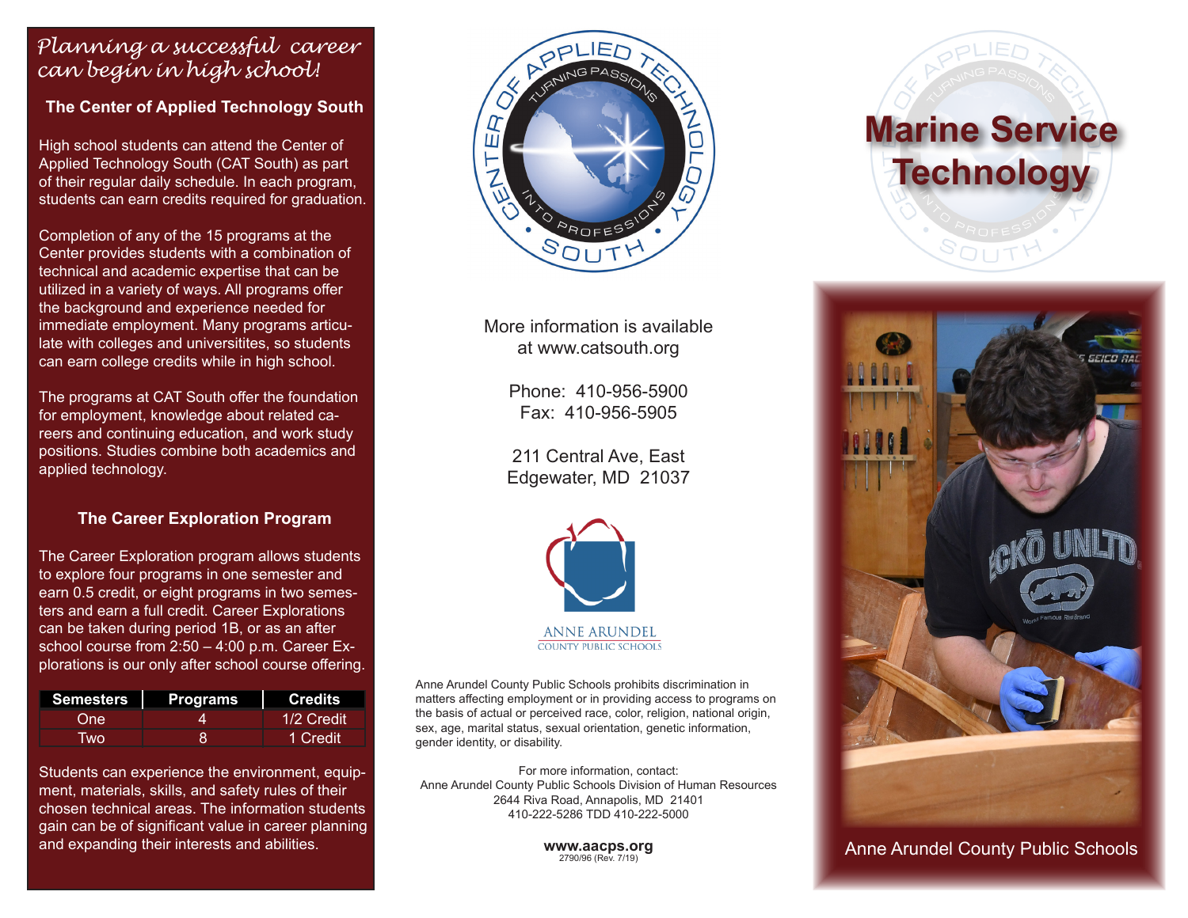*Planning a successful career can begin in high school!*

### The Center of Applied Technology South

High school students can attend the Center of Applied Technology South (CAT South) as part of their regular daily schedule. In each program, students can earn credits required for graduation.

Completion of any of the 15 programs at the Center provides students with a combination of technical and academic expertise that can be utilized in a variety of ways. All programs offer the background and experience needed for immediate employment. Many programs articulate with colleges and universitites, so students can earn college credits while in high school.

The programs at CAT South offer the foundation for employment, knowledge about related careers and continuing education, and work study positions. Studies combine both academics and applied technology.

### The Career Exploration Program

The Career Exploration program allows students to explore four programs in one semester and earn 0.5 credit, or eight programs in two semesters and earn a full credit. Career Explorations can be taken during period 1B, or as an after school course from 2:50 – 4:00 p.m. Career Explorations is our only after school course offering.

| Semesters | Programs | Credits |
|---|---|---|
| One | 4 | 1/2 Credit |
| Two | 8 | 1 Credit |

Students can experience the environment, equipment, materials, skills, and safety rules of their chosen technical areas. The information students gain can be of significant value in career planning and expanding their interests and abilities.

CENTER OF APPLIED TECHNOLOGY SOUTH — TURNING PASSIONS INTO PROFESSIONS

More information is available at www.catsouth.org

Phone: 410-956-5900
Fax: 410-956-5905

211 Central Ave, East
Edgewater, MD 21037

ANNE ARUNDEL COUNTY PUBLIC SCHOOLS

Anne Arundel County Public Schools prohibits discrimination in matters affecting employment or in providing access to programs on the basis of actual or perceived race, color, religion, national origin, sex, age, marital status, sexual orientation, genetic information, gender identity, or disability.

For more information, contact:
Anne Arundel County Public Schools Division of Human Resources
2644 Riva Road, Annapolis, MD 21401
410-222-5286 TDD 410-222-5000

**www.aacps.org**
2790/96 (Rev. 7/19)

# Marine Service Technology

Anne Arundel County Public Schools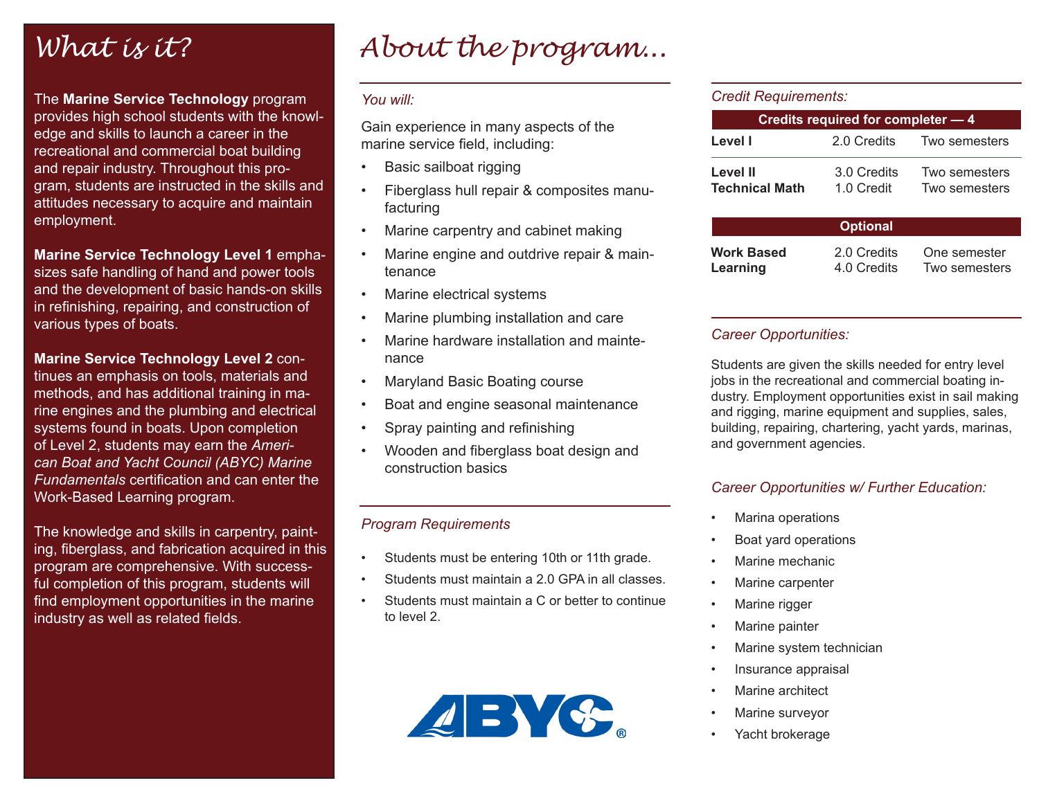# What is it?

The **Marine Service Technology** program provides high school students with the knowledge and skills to launch a career in the recreational and commercial boat building and repair industry. Throughout this program, students are instructed in the skills and attitudes necessary to acquire and maintain employment.

**Marine Service Technology Level 1** emphasizes safe handling of hand and power tools and the development of basic hands-on skills in refinishing, repairing, and construction of various types of boats.

**Marine Service Technology Level 2** continues an emphasis on tools, materials and methods, and has additional training in marine engines and the plumbing and electrical systems found in boats. Upon completion of Level 2, students may earn the *American Boat and Yacht Council (ABYC) Marine Fundamentals* certification and can enter the Work-Based Learning program.

The knowledge and skills in carpentry, painting, fiberglass, and fabrication acquired in this program are comprehensive. With successful completion of this program, students will find employment opportunities in the marine industry as well as related fields.

# About the program...

### *You will:*

Gain experience in many aspects of the marine service field, including:

- Basic sailboat rigging
- Fiberglass hull repair & composites manufacturing
- Marine carpentry and cabinet making
- Marine engine and outdrive repair & maintenance
- Marine electrical systems
- Marine plumbing installation and care
- Marine hardware installation and maintenance
- Maryland Basic Boating course
- Boat and engine seasonal maintenance
- Spray painting and refinishing
- Wooden and fiberglass boat design and construction basics

### *Program Requirements*

- Students must be entering 10th or 11th grade.
- Students must maintain a 2.0 GPA in all classes.
- Students must maintain a C or better to continue to level 2.

### *Credit Requirements:*

| Credits required for completer — 4 | | |
|---|---|---|
| **Level I** | 2.0 Credits | Two semesters |
| **Level II** | 3.0 Credits | Two semesters |
| **Technical Math** | 1.0 Credit | Two semesters |
| **Optional** | | |
| **Work Based Learning** | 2.0 Credits | One semester |
| | 4.0 Credits | Two semesters |

### *Career Opportunities:*

Students are given the skills needed for entry level jobs in the recreational and commercial boating industry. Employment opportunities exist in sail making and rigging, marine equipment and supplies, sales, building, repairing, chartering, yacht yards, marinas, and government agencies.

### *Career Opportunities w/ Further Education:*

- Marina operations
- Boat yard operations
- Marine mechanic
- Marine carpenter
- Marine rigger
- Marine painter
- Marine system technician
- Insurance appraisal
- Marine architect
- Marine surveyor
- Yacht brokerage